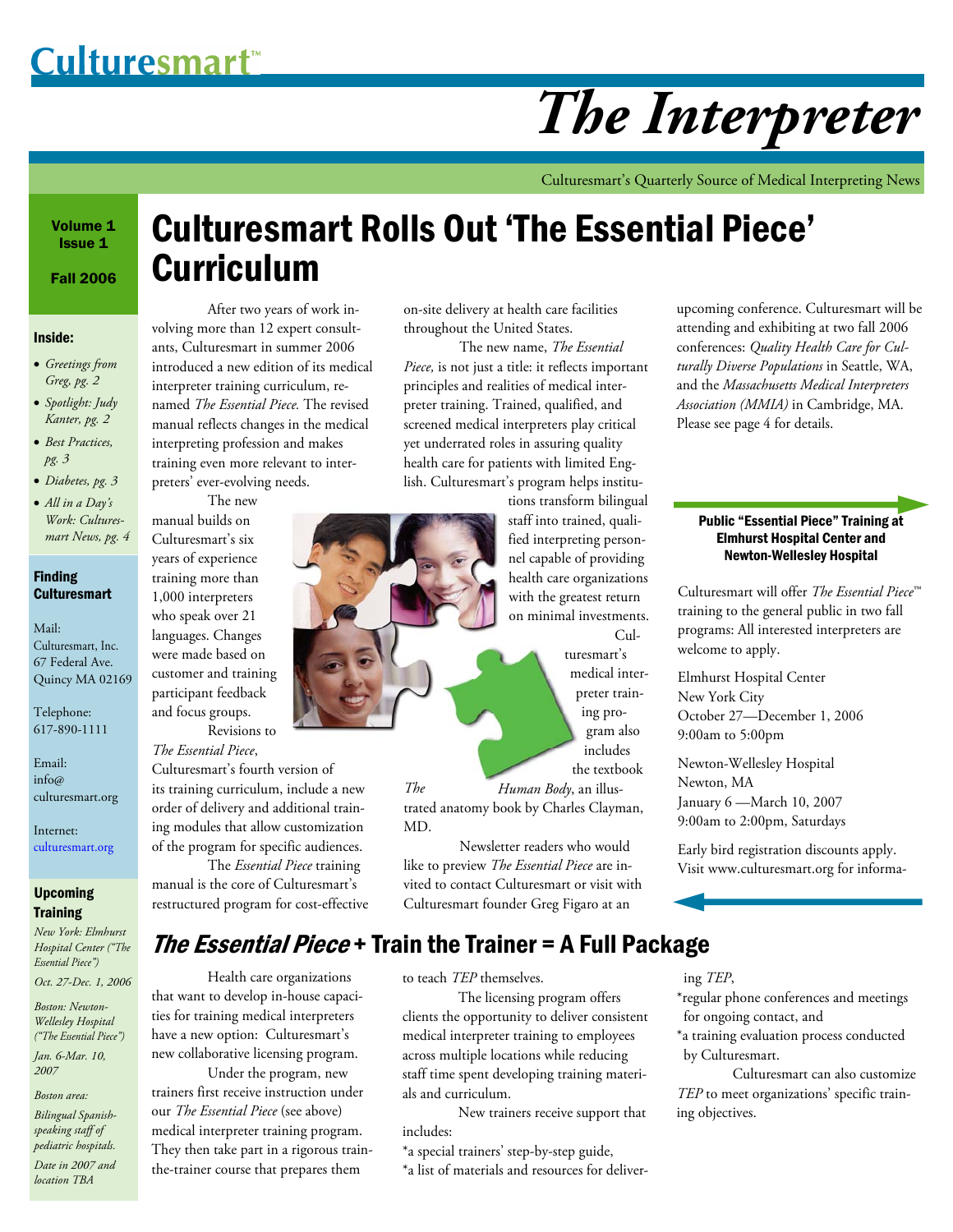# Culturesmart™

# The Interpreter

Culturesmart's Quarterly Source of Medical Interpreting News

**Volume 1 Issue 1**

**Fall 2006**

**Inside:**

- *Greetings from Greg, pg. 2*
- *Spotlight: Judy Kanter, pg. 2*
- *Best Practices, pg. 3*
- *Diabetes, pg. 3*
- *All in a Day's Work: Culturesmart News, pg. 4*

**Finding Culturesmart**

Mail:
Culturesmart, Inc.
67 Federal Ave.
Quincy MA 02169

Telephone:
617-890-1111

Email:
info@culturesmart.org

Internet:
culturesmart.org

**Upcoming Training**

*New York: Elmhurst Hospital Center ("The Essential Piece")*

*Oct. 27-Dec. 1, 2006*

*Boston: Newton-Wellesley Hospital ("The Essential Piece")*

*Jan. 6-Mar. 10, 2007*

*Boston area:*

*Bilingual Spanish-speaking staff of pediatric hospitals.*

*Date in 2007 and location TBA*

## Culturesmart Rolls Out 'The Essential Piece' Curriculum

After two years of work involving more than 12 expert consultants, Culturesmart in summer 2006 introduced a new edition of its medical interpreter training curriculum, renamed *The Essential Piece.* The revised manual reflects changes in the medical interpreting profession and makes training even more relevant to interpreters' ever-evolving needs.

The new manual builds on Culturesmart's six years of experience training more than 1,000 interpreters who speak over 21 languages. Changes were made based on customer and training participant feedback and focus groups.

Revisions to *The Essential Piece*, Culturesmart's fourth version of its training curriculum, include a new order of delivery and additional training modules that allow customization of the program for specific audiences.

The *Essential Piece* training manual is the core of Culturesmart's restructured program for cost-effective on-site delivery at health care facilities throughout the United States.

The new name, *The Essential Piece,* is not just a title: it reflects important principles and realities of medical interpreter training. Trained, qualified, and screened medical interpreters play critical yet underrated roles in assuring quality health care for patients with limited English. Culturesmart's program helps institutions transform bilingual staff into trained, qualified interpreting personnel capable of providing health care organizations with the greatest return on minimal investments.

Culturesmart's medical interpreter training program also includes the textbook *The Human Body*, an illustrated anatomy book by Charles Clayman, MD.

Newsletter readers who would like to preview *The Essential Piece* are invited to contact Culturesmart or visit with Culturesmart founder Greg Figaro at an upcoming conference. Culturesmart will be attending and exhibiting at two fall 2006 conferences: *Quality Health Care for Culturally Diverse Populations* in Seattle, WA, and the *Massachusetts Medical Interpreters Association (MMIA)* in Cambridge, MA. Please see page 4 for details.

### Public "Essential Piece" Training at Elmhurst Hospital Center and Newton-Wellesley Hospital

Culturesmart will offer *The Essential Piece*™ training to the general public in two fall programs: All interested interpreters are welcome to apply.

Elmhurst Hospital Center
New York City
October 27—December 1, 2006
9:00am to 5:00pm

Newton-Wellesley Hospital
Newton, MA
January 6 —March 10, 2007
9:00am to 2:00pm, Saturdays

Early bird registration discounts apply. Visit www.culturesmart.org for informa-

## *The Essential Piece* + Train the Trainer = A Full Package

Health care organizations that want to develop in-house capacities for training medical interpreters have a new option: Culturesmart's new collaborative licensing program.

Under the program, new trainers first receive instruction under our *The Essential Piece* (see above) medical interpreter training program. They then take part in a rigorous train-the-trainer course that prepares them to teach *TEP* themselves.

The licensing program offers clients the opportunity to deliver consistent medical interpreter training to employees across multiple locations while reducing staff time spent developing training materials and curriculum.

New trainers receive support that includes:

*a special trainers' step-by-step guide,
*a list of materials and resources for delivering *TEP*,
*regular phone conferences and meetings for ongoing contact, and
*a training evaluation process conducted by Culturesmart.

Culturesmart can also customize *TEP* to meet organizations' specific training objectives.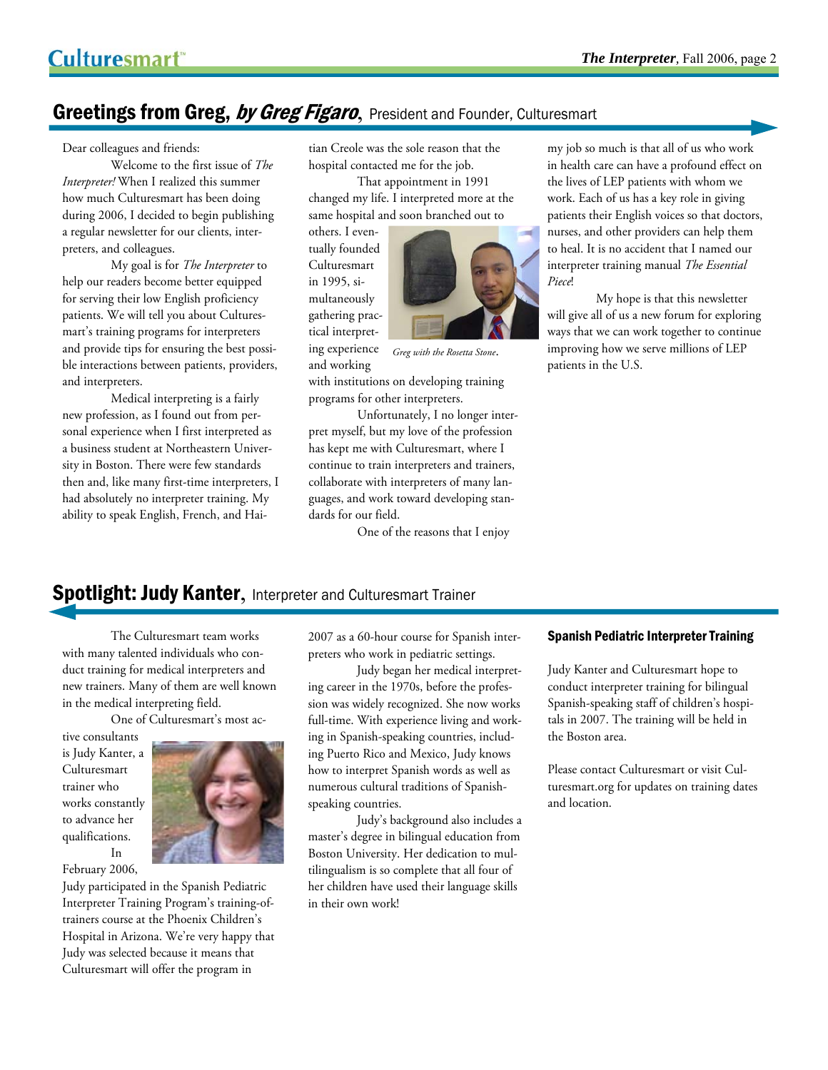## Greetings from Greg, *by Greg Figaro*, President and Founder, Culturesmart

Dear colleagues and friends:

Welcome to the first issue of *The Interpreter!* When I realized this summer how much Culturesmart has been doing during 2006, I decided to begin publishing a regular newsletter for our clients, interpreters, and colleagues.

My goal is for *The Interpreter* to help our readers become better equipped for serving their low English proficiency patients. We will tell you about Culturesmart's training programs for interpreters and provide tips for ensuring the best possible interactions between patients, providers, and interpreters.

Medical interpreting is a fairly new profession, as I found out from personal experience when I first interpreted as a business student at Northeastern University in Boston. There were few standards then and, like many first-time interpreters, I had absolutely no interpreter training. My ability to speak English, French, and Haitian Creole was the sole reason that the hospital contacted me for the job.

That appointment in 1991 changed my life. I interpreted more at the same hospital and soon branched out to others. I eventually founded Culturesmart in 1995, simultaneously gathering practical interpreting experience and working with institutions on developing training programs for other interpreters.

*Greg with the Rosetta Stone.*

Unfortunately, I no longer interpret myself, but my love of the profession has kept me with Culturesmart, where I continue to train interpreters and trainers, collaborate with interpreters of many languages, and work toward developing standards for our field.

One of the reasons that I enjoy my job so much is that all of us who work in health care can have a profound effect on the lives of LEP patients with whom we work. Each of us has a key role in giving patients their English voices so that doctors, nurses, and other providers can help them to heal. It is no accident that I named our interpreter training manual *The Essential Piece*!

My hope is that this newsletter will give all of us a new forum for exploring ways that we can work together to continue improving how we serve millions of LEP patients in the U.S.

## Spotlight: Judy Kanter, Interpreter and Culturesmart Trainer

The Culturesmart team works with many talented individuals who conduct training for medical interpreters and new trainers. Many of them are well known in the medical interpreting field.

One of Culturesmart's most active consultants is Judy Kanter, a Culturesmart trainer who works constantly to advance her qualifications.

In February 2006, Judy participated in the Spanish Pediatric Interpreter Training Program's training-of-trainers course at the Phoenix Children's Hospital in Arizona. We're very happy that Judy was selected because it means that Culturesmart will offer the program in 2007 as a 60-hour course for Spanish interpreters who work in pediatric settings.

Judy began her medical interpreting career in the 1970s, before the profession was widely recognized. She now works full-time. With experience living and working in Spanish-speaking countries, including Puerto Rico and Mexico, Judy knows how to interpret Spanish words as well as numerous cultural traditions of Spanish-speaking countries.

Judy's background also includes a master's degree in bilingual education from Boston University. Her dedication to multilingualism is so complete that all four of her children have used their language skills in their own work!

### Spanish Pediatric Interpreter Training

Judy Kanter and Culturesmart hope to conduct interpreter training for bilingual Spanish-speaking staff of children's hospitals in 2007. The training will be held in the Boston area.

Please contact Culturesmart or visit Culturesmart.org for updates on training dates and location.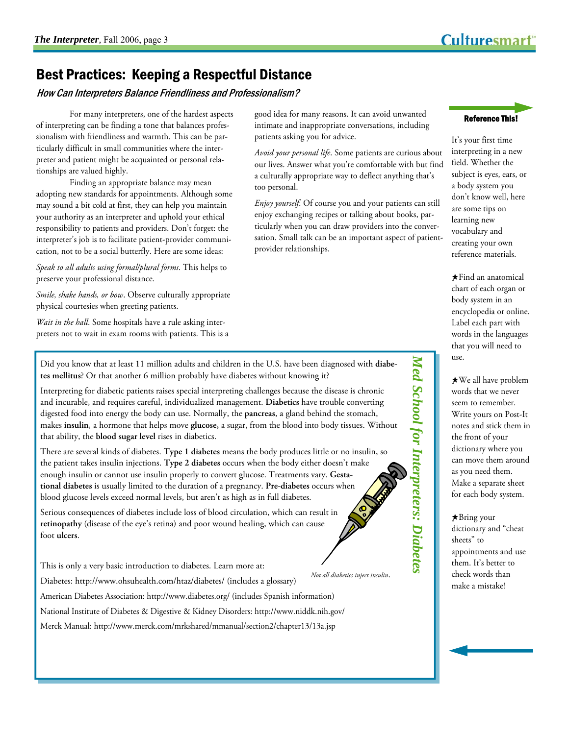## Best Practices: Keeping a Respectful Distance

### *How Can Interpreters Balance Friendliness and Professionalism?*

For many interpreters, one of the hardest aspects of interpreting can be finding a tone that balances professionalism with friendliness and warmth. This can be particularly difficult in small communities where the interpreter and patient might be acquainted or personal relationships are valued highly.

Finding an appropriate balance may mean adopting new standards for appointments. Although some may sound a bit cold at first, they can help you maintain your authority as an interpreter and uphold your ethical responsibility to patients and providers. Don't forget: the interpreter's job is to facilitate patient-provider communication, not to be a social butterfly. Here are some ideas:

*Speak to all adults using formal/plural forms*. This helps to preserve your professional distance.

*Smile, shake hands, or bow*. Observe culturally appropriate physical courtesies when greeting patients.

*Wait in the hall*. Some hospitals have a rule asking interpreters not to wait in exam rooms with patients. This is a good idea for many reasons. It can avoid unwanted intimate and inappropriate conversations, including patients asking you for advice.

*Avoid your personal life*. Some patients are curious about our lives. Answer what you're comfortable with but find a culturally appropriate way to deflect anything that's too personal.

*Enjoy yourself*. Of course you and your patients can still enjoy exchanging recipes or talking about books, particularly when you can draw providers into the conversation. Small talk can be an important aspect of patient-provider relationships.

## *Med School for Interpreters: Diabetes*

Did you know that at least 11 million adults and children in the U.S. have been diagnosed with **diabetes mellitus**? Or that another 6 million probably have diabetes without knowing it?

Interpreting for diabetic patients raises special interpreting challenges because the disease is chronic and incurable, and requires careful, individualized management. **Diabetics** have trouble converting digested food into energy the body can use. Normally, the **pancreas**, a gland behind the stomach, makes **insulin**, a hormone that helps move **glucose,** a sugar, from the blood into body tissues. Without that ability, the **blood sugar level** rises in diabetics.

There are several kinds of diabetes. **Type 1 diabetes** means the body produces little or no insulin, so the patient takes insulin injections. **Type 2 diabetes** occurs when the body either doesn't make enough insulin or cannot use insulin properly to convert glucose. Treatments vary. **Gestational diabetes** is usually limited to the duration of a pregnancy. **Pre-diabetes** occurs when blood glucose levels exceed normal levels, but aren't as high as in full diabetes.

Serious consequences of diabetes include loss of blood circulation, which can result in **retinopathy** (disease of the eye's retina) and poor wound healing, which can cause foot **ulcers**.

*Not all diabetics inject insulin*.

This is only a very basic introduction to diabetes. Learn more at:

Diabetes: http://www.ohsuhealth.com/htaz/diabetes/ (includes a glossary)

American Diabetes Association: http://www.diabetes.org/ (includes Spanish information)

National Institute of Diabetes & Digestive & Kidney Disorders: http://www.niddk.nih.gov/

Merck Manual: http://www.merck.com/mrkshared/mmanual/section2/chapter13/13a.jsp

### Reference This!

It's your first time interpreting in a new field. Whether the subject is eyes, ears, or a body system you don't know well, here are some tips on learning new vocabulary and creating your own reference materials.

★Find an anatomical chart of each organ or body system in an encyclopedia or online. Label each part with words in the languages that you will need to use.

★We all have problem words that we never seem to remember. Write yours on Post-It notes and stick them in the front of your dictionary where you can move them around as you need them. Make a separate sheet for each body system.

★Bring your dictionary and "cheat sheets" to appointments and use them. It's better to check words than make a mistake!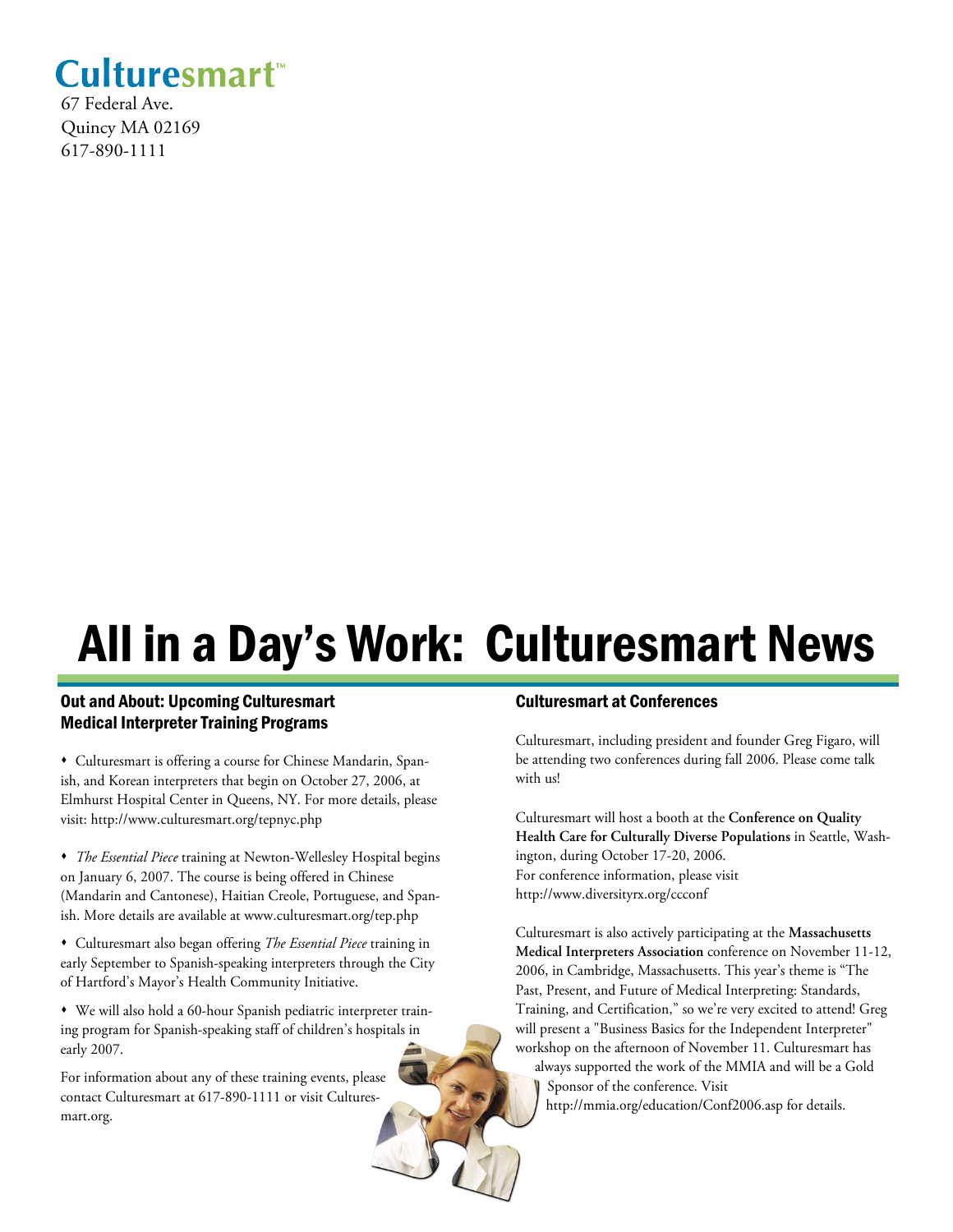Culturesmart™

67 Federal Ave.
Quincy MA 02169
617-890-1111

# All in a Day's Work: Culturesmart News

## Out and About: Upcoming Culturesmart Medical Interpreter Training Programs

- Culturesmart is offering a course for Chinese Mandarin, Spanish, and Korean interpreters that begin on October 27, 2006, at Elmhurst Hospital Center in Queens, NY. For more details, please visit: http://www.culturesmart.org/tepnyc.php
- *The Essential Piece* training at Newton-Wellesley Hospital begins on January 6, 2007. The course is being offered in Chinese (Mandarin and Cantonese), Haitian Creole, Portuguese, and Spanish. More details are available at www.culturesmart.org/tep.php
- Culturesmart also began offering *The Essential Piece* training in early September to Spanish-speaking interpreters through the City of Hartford's Mayor's Health Community Initiative.
- We will also hold a 60-hour Spanish pediatric interpreter training program for Spanish-speaking staff of children's hospitals in early 2007.

For information about any of these training events, please contact Culturesmart at 617-890-1111 or visit Culturesmart.org.

## Culturesmart at Conferences

Culturesmart, including president and founder Greg Figaro, will be attending two conferences during fall 2006. Please come talk with us!

Culturesmart will host a booth at the **Conference on Quality Health Care for Culturally Diverse Populations** in Seattle, Washington, during October 17-20, 2006.
For conference information, please visit
http://www.diversityrx.org/ccconf

Culturesmart is also actively participating at the **Massachusetts Medical Interpreters Association** conference on November 11-12, 2006, in Cambridge, Massachusetts. This year's theme is "The Past, Present, and Future of Medical Interpreting: Standards, Training, and Certification," so we're very excited to attend! Greg will present a "Business Basics for the Independent Interpreter" workshop on the afternoon of November 11. Culturesmart has always supported the work of the MMIA and will be a Gold Sponsor of the conference. Visit http://mmia.org/education/Conf2006.asp for details.